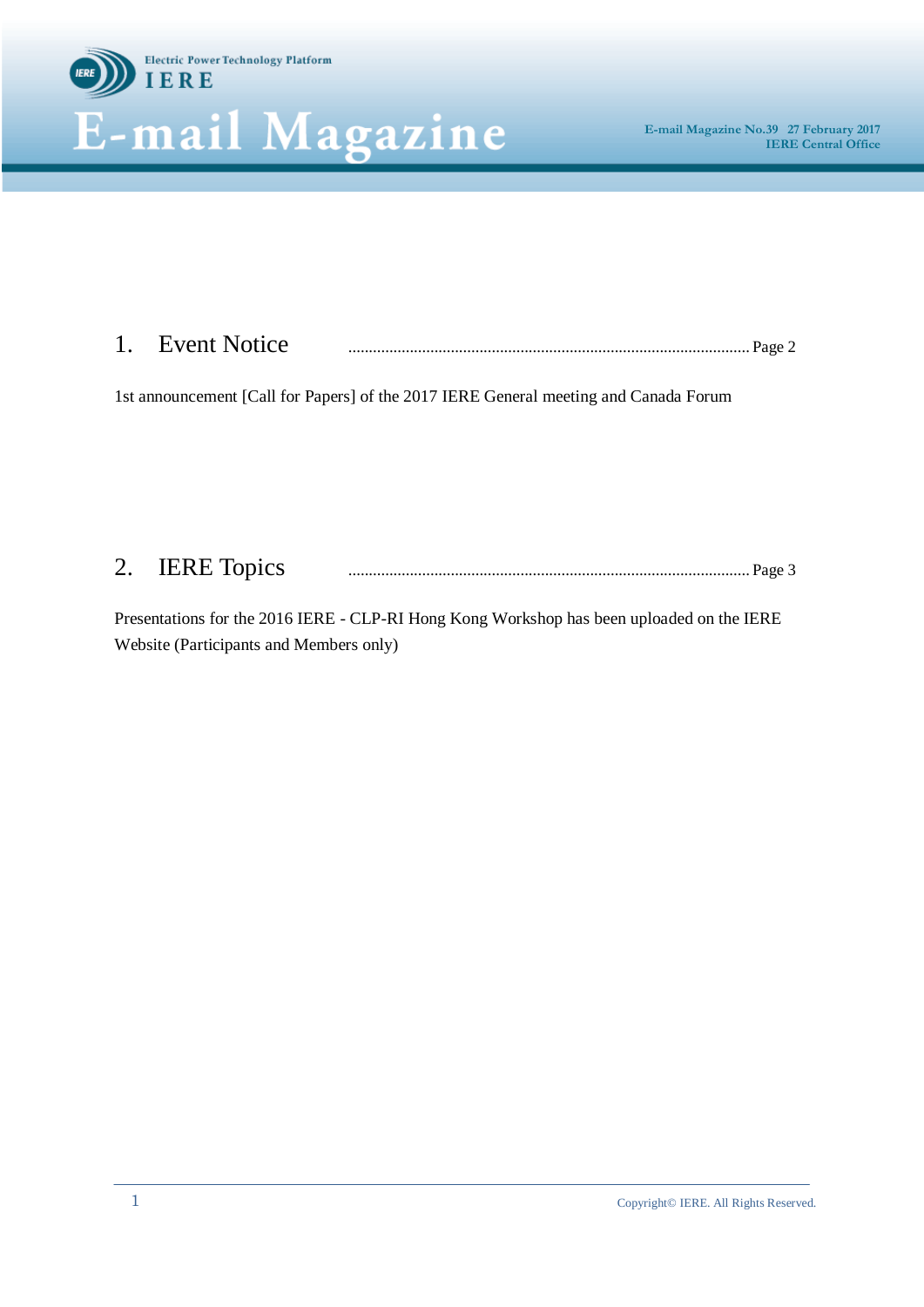Electric Power Technology Platform

IERE

# E-mail Magazine

E-mail Magazine No.39 27 February 2017
IERE Central Office

## 1. Event Notice ........................................ Page 2

1st announcement [Call for Papers] of the 2017 IERE General meeting and Canada Forum

## 2. IERE Topics ........................................ Page 3

Presentations for the 2016 IERE - CLP-RI Hong Kong Workshop has been uploaded on the IERE Website (Participants and Members only)

Copyright© IERE. All Rights Reserved.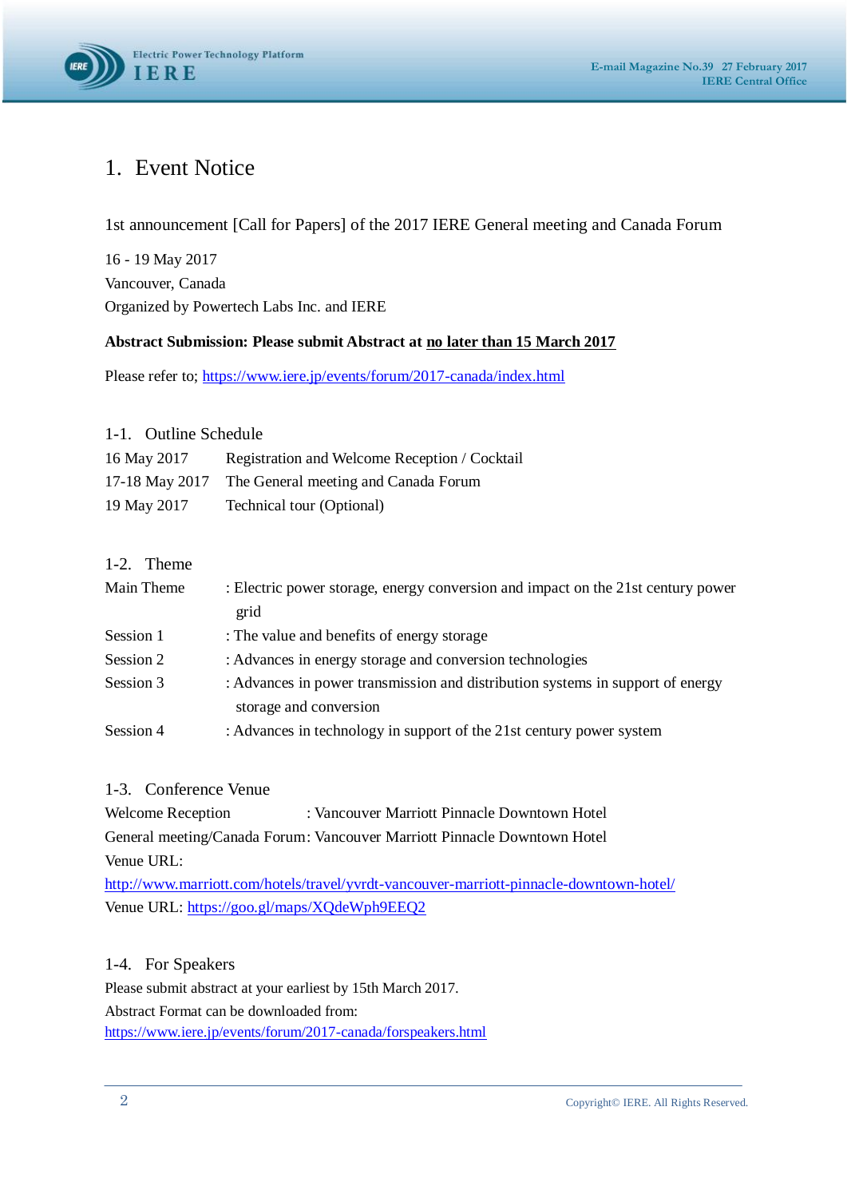# 1. Event Notice

1st announcement [Call for Papers] of the 2017 IERE General meeting and Canada Forum

16 - 19 May 2017
Vancouver, Canada
Organized by Powertech Labs Inc. and IERE

**Abstract Submission: Please submit Abstract at no later than 15 March 2017**

Please refer to; https://www.iere.jp/events/forum/2017-canada/index.html

## 1-1. Outline Schedule

| | |
|---|---|
| 16 May 2017 | Registration and Welcome Reception / Cocktail |
| 17-18 May 2017 | The General meeting and Canada Forum |
| 19 May 2017 | Technical tour (Optional) |

## 1-2. Theme

| | |
|---|---|
| Main Theme | : Electric power storage, energy conversion and impact on the 21st century power grid |
| Session 1 | : The value and benefits of energy storage |
| Session 2 | : Advances in energy storage and conversion technologies |
| Session 3 | : Advances in power transmission and distribution systems in support of energy storage and conversion |
| Session 4 | : Advances in technology in support of the 21st century power system |

## 1-3. Conference Venue

Welcome Reception : Vancouver Marriott Pinnacle Downtown Hotel
General meeting/Canada Forum: Vancouver Marriott Pinnacle Downtown Hotel
Venue URL:
http://www.marriott.com/hotels/travel/yvrdt-vancouver-marriott-pinnacle-downtown-hotel/
Venue URL: https://goo.gl/maps/XQdeWph9EEQ2

## 1-4. For Speakers

Please submit abstract at your earliest by 15th March 2017.
Abstract Format can be downloaded from:
https://www.iere.jp/events/forum/2017-canada/forspeakers.html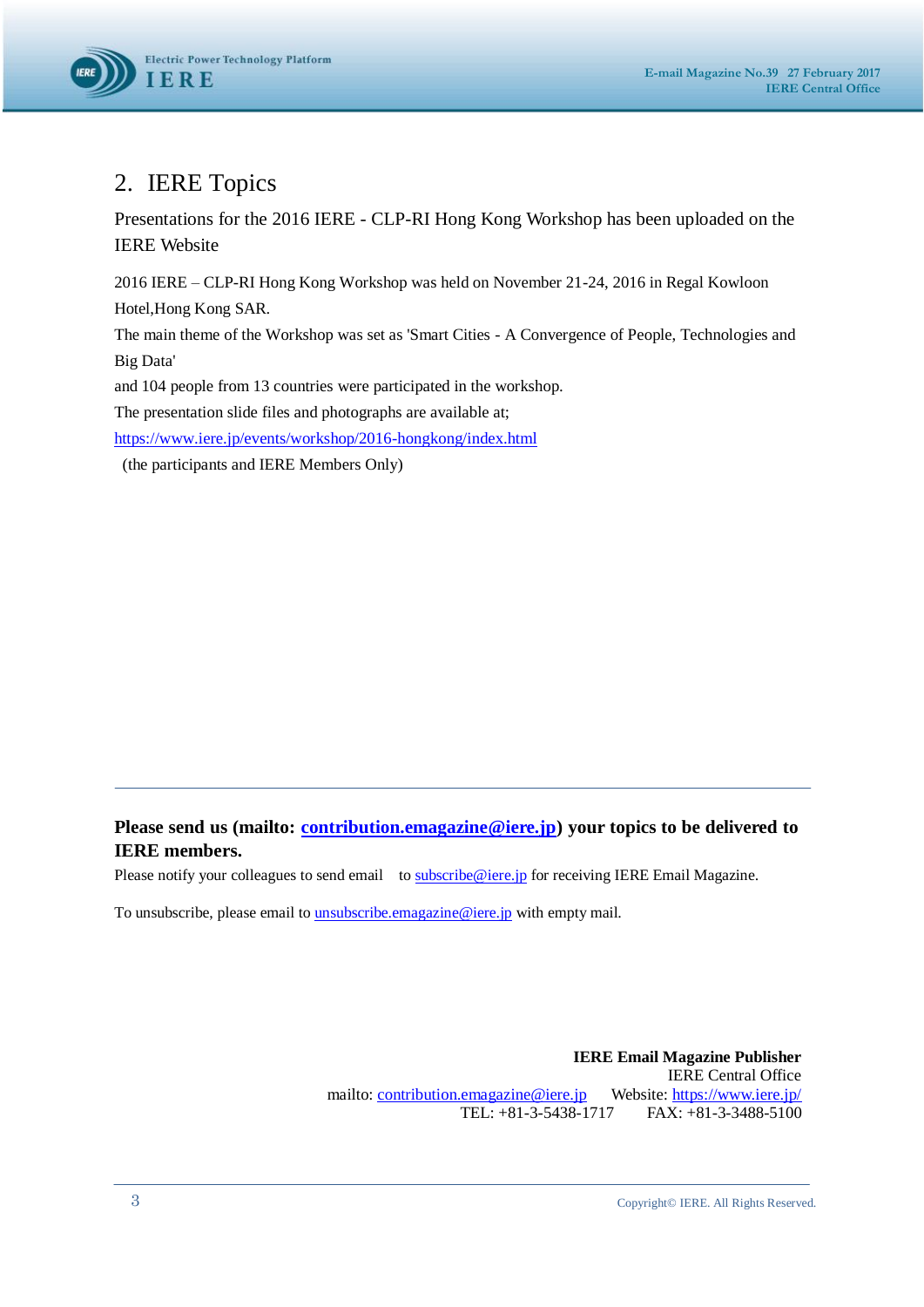## 2. IERE Topics

### Presentations for the 2016 IERE - CLP-RI Hong Kong Workshop has been uploaded on the IERE Website

2016 IERE – CLP-RI Hong Kong Workshop was held on November 21-24, 2016 in Regal Kowloon Hotel,Hong Kong SAR.

The main theme of the Workshop was set as 'Smart Cities - A Convergence of People, Technologies and Big Data'

and 104 people from 13 countries were participated in the workshop.

The presentation slide files and photographs are available at;

https://www.iere.jp/events/workshop/2016-hongkong/index.html

(the participants and IERE Members Only)

---

**Please send us (mailto: contribution.emagazine@iere.jp) your topics to be delivered to IERE members.**

Please notify your colleagues to send email to subscribe@iere.jp for receiving IERE Email Magazine.

To unsubscribe, please email to unsubscribe.emagazine@iere.jp with empty mail.

**IERE Email Magazine Publisher**
IERE Central Office
mailto: contribution.emagazine@iere.jp Website: https://www.iere.jp/
TEL: +81-3-5438-1717 FAX: +81-3-3488-5100

Copyright© IERE. All Rights Reserved.